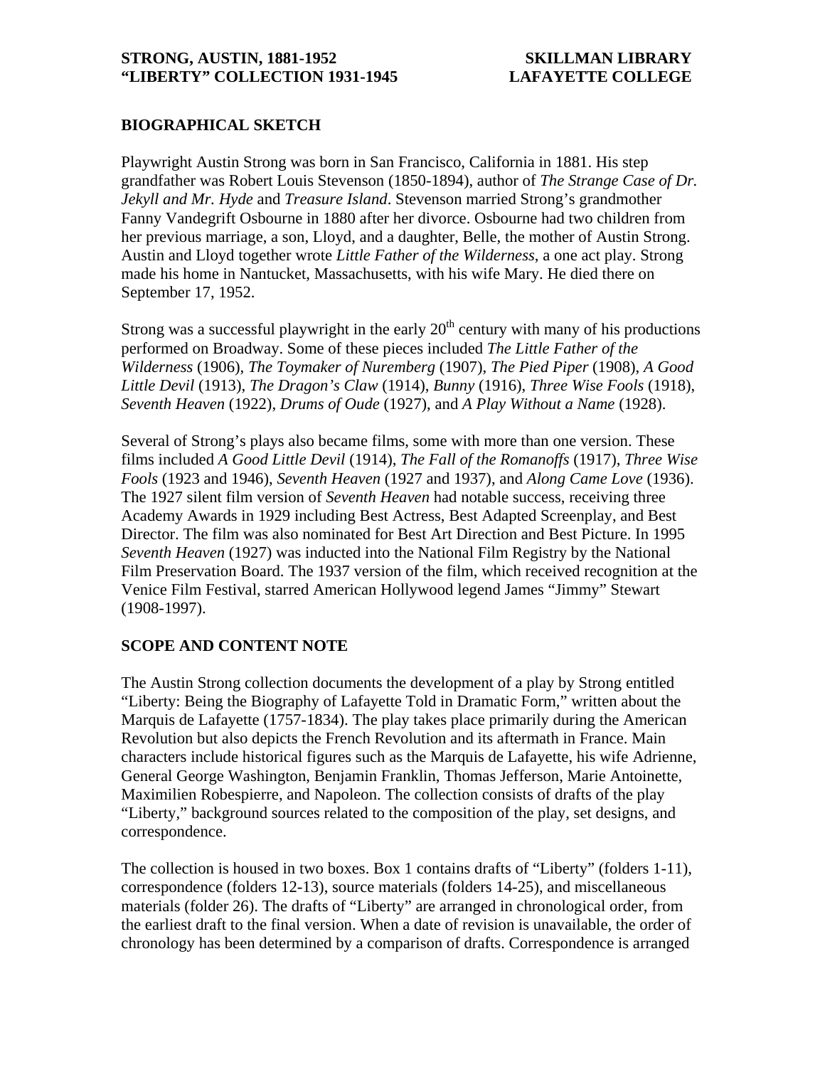STRONG, AUSTIN, 1881-1952
"LIBERTY" COLLECTION 1931-1945

SKILLMAN LIBRARY
LAFAYETTE COLLEGE

## BIOGRAPHICAL SKETCH

Playwright Austin Strong was born in San Francisco, California in 1881. His step grandfather was Robert Louis Stevenson (1850-1894), author of *The Strange Case of Dr. Jekyll and Mr. Hyde* and *Treasure Island*. Stevenson married Strong's grandmother Fanny Vandegrift Osbourne in 1880 after her divorce. Osbourne had two children from her previous marriage, a son, Lloyd, and a daughter, Belle, the mother of Austin Strong. Austin and Lloyd together wrote *Little Father of the Wilderness*, a one act play. Strong made his home in Nantucket, Massachusetts, with his wife Mary. He died there on September 17, 1952.

Strong was a successful playwright in the early 20th century with many of his productions performed on Broadway. Some of these pieces included *The Little Father of the Wilderness* (1906), *The Toymaker of Nuremberg* (1907), *The Pied Piper* (1908), *A Good Little Devil* (1913), *The Dragon's Claw* (1914), *Bunny* (1916), *Three Wise Fools* (1918), *Seventh Heaven* (1922), *Drums of Oude* (1927), and *A Play Without a Name* (1928).

Several of Strong's plays also became films, some with more than one version. These films included *A Good Little Devil* (1914), *The Fall of the Romanoffs* (1917), *Three Wise Fools* (1923 and 1946), *Seventh Heaven* (1927 and 1937), and *Along Came Love* (1936). The 1927 silent film version of *Seventh Heaven* had notable success, receiving three Academy Awards in 1929 including Best Actress, Best Adapted Screenplay, and Best Director. The film was also nominated for Best Art Direction and Best Picture. In 1995 *Seventh Heaven* (1927) was inducted into the National Film Registry by the National Film Preservation Board. The 1937 version of the film, which received recognition at the Venice Film Festival, starred American Hollywood legend James "Jimmy" Stewart (1908-1997).

## SCOPE AND CONTENT NOTE

The Austin Strong collection documents the development of a play by Strong entitled "Liberty: Being the Biography of Lafayette Told in Dramatic Form," written about the Marquis de Lafayette (1757-1834). The play takes place primarily during the American Revolution but also depicts the French Revolution and its aftermath in France. Main characters include historical figures such as the Marquis de Lafayette, his wife Adrienne, General George Washington, Benjamin Franklin, Thomas Jefferson, Marie Antoinette, Maximilien Robespierre, and Napoleon. The collection consists of drafts of the play "Liberty," background sources related to the composition of the play, set designs, and correspondence.

The collection is housed in two boxes. Box 1 contains drafts of "Liberty" (folders 1-11), correspondence (folders 12-13), source materials (folders 14-25), and miscellaneous materials (folder 26). The drafts of "Liberty" are arranged in chronological order, from the earliest draft to the final version. When a date of revision is unavailable, the order of chronology has been determined by a comparison of drafts. Correspondence is arranged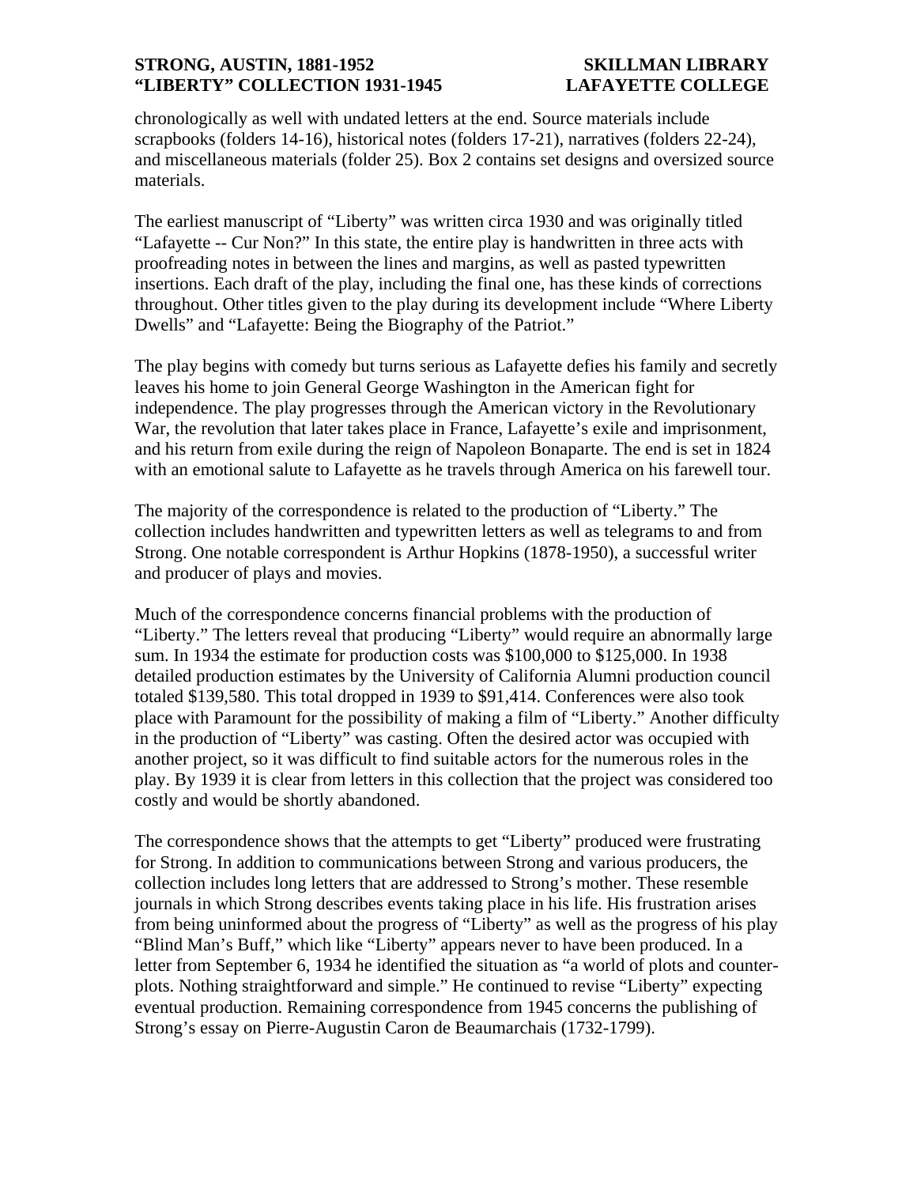chronologically as well with undated letters at the end. Source materials include scrapbooks (folders 14-16), historical notes (folders 17-21), narratives (folders 22-24), and miscellaneous materials (folder 25). Box 2 contains set designs and oversized source materials.

The earliest manuscript of "Liberty" was written circa 1930 and was originally titled "Lafayette -- Cur Non?" In this state, the entire play is handwritten in three acts with proofreading notes in between the lines and margins, as well as pasted typewritten insertions. Each draft of the play, including the final one, has these kinds of corrections throughout. Other titles given to the play during its development include "Where Liberty Dwells" and "Lafayette: Being the Biography of the Patriot."

The play begins with comedy but turns serious as Lafayette defies his family and secretly leaves his home to join General George Washington in the American fight for independence. The play progresses through the American victory in the Revolutionary War, the revolution that later takes place in France, Lafayette's exile and imprisonment, and his return from exile during the reign of Napoleon Bonaparte. The end is set in 1824 with an emotional salute to Lafayette as he travels through America on his farewell tour.

The majority of the correspondence is related to the production of "Liberty." The collection includes handwritten and typewritten letters as well as telegrams to and from Strong. One notable correspondent is Arthur Hopkins (1878-1950), a successful writer and producer of plays and movies.

Much of the correspondence concerns financial problems with the production of "Liberty." The letters reveal that producing "Liberty" would require an abnormally large sum. In 1934 the estimate for production costs was $100,000 to $125,000. In 1938 detailed production estimates by the University of California Alumni production council totaled $139,580. This total dropped in 1939 to $91,414. Conferences were also took place with Paramount for the possibility of making a film of "Liberty." Another difficulty in the production of "Liberty" was casting. Often the desired actor was occupied with another project, so it was difficult to find suitable actors for the numerous roles in the play. By 1939 it is clear from letters in this collection that the project was considered too costly and would be shortly abandoned.

The correspondence shows that the attempts to get "Liberty" produced were frustrating for Strong. In addition to communications between Strong and various producers, the collection includes long letters that are addressed to Strong's mother. These resemble journals in which Strong describes events taking place in his life. His frustration arises from being uninformed about the progress of "Liberty" as well as the progress of his play "Blind Man's Buff," which like "Liberty" appears never to have been produced. In a letter from September 6, 1934 he identified the situation as "a world of plots and counter-plots. Nothing straightforward and simple." He continued to revise "Liberty" expecting eventual production. Remaining correspondence from 1945 concerns the publishing of Strong's essay on Pierre-Augustin Caron de Beaumarchais (1732-1799).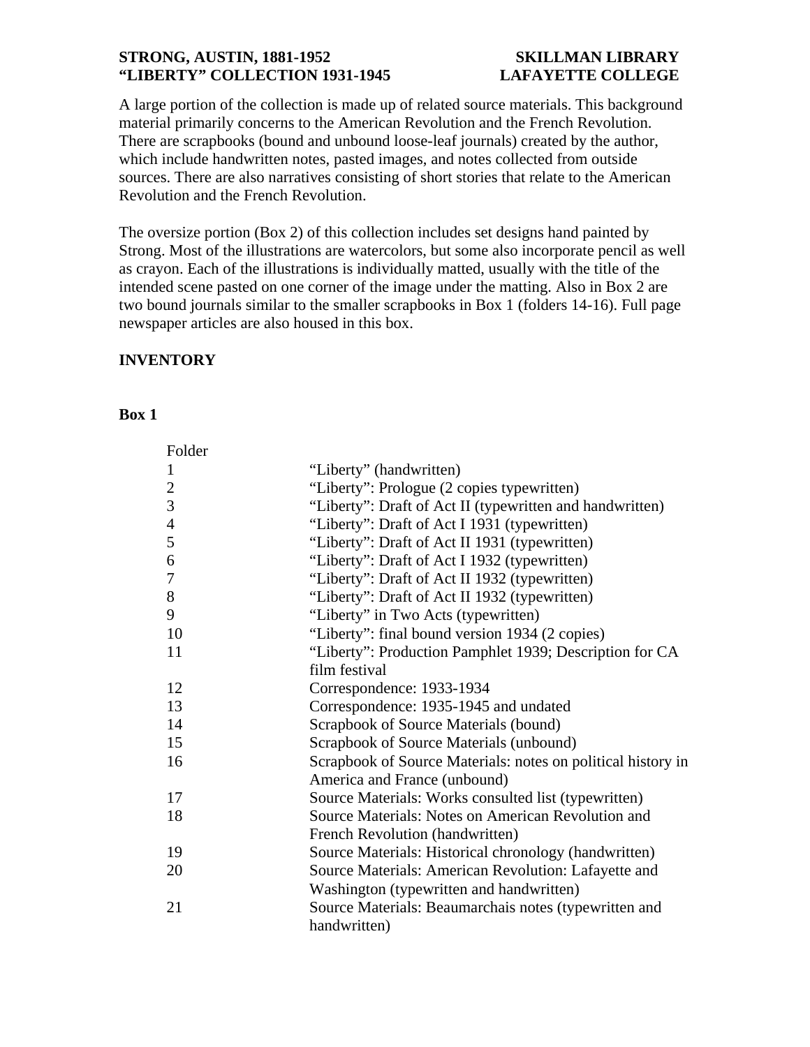A large portion of the collection is made up of related source materials. This background material primarily concerns to the American Revolution and the French Revolution. There are scrapbooks (bound and unbound loose-leaf journals) created by the author, which include handwritten notes, pasted images, and notes collected from outside sources. There are also narratives consisting of short stories that relate to the American Revolution and the French Revolution.

The oversize portion (Box 2) of this collection includes set designs hand painted by Strong. Most of the illustrations are watercolors, but some also incorporate pencil as well as crayon. Each of the illustrations is individually matted, usually with the title of the intended scene pasted on one corner of the image under the matting. Also in Box 2 are two bound journals similar to the smaller scrapbooks in Box 1 (folders 14-16). Full page newspaper articles are also housed in this box.

## INVENTORY

### Box 1

| Folder | |
|---|---|
| 1 | "Liberty" (handwritten) |
| 2 | "Liberty": Prologue (2 copies typewritten) |
| 3 | "Liberty": Draft of Act II (typewritten and handwritten) |
| 4 | "Liberty": Draft of Act I 1931 (typewritten) |
| 5 | "Liberty": Draft of Act II 1931 (typewritten) |
| 6 | "Liberty": Draft of Act I 1932 (typewritten) |
| 7 | "Liberty": Draft of Act II 1932 (typewritten) |
| 8 | "Liberty": Draft of Act II 1932 (typewritten) |
| 9 | "Liberty" in Two Acts (typewritten) |
| 10 | "Liberty": final bound version 1934 (2 copies) |
| 11 | "Liberty": Production Pamphlet 1939; Description for CA film festival |
| 12 | Correspondence: 1933-1934 |
| 13 | Correspondence: 1935-1945 and undated |
| 14 | Scrapbook of Source Materials (bound) |
| 15 | Scrapbook of Source Materials (unbound) |
| 16 | Scrapbook of Source Materials: notes on political history in America and France (unbound) |
| 17 | Source Materials: Works consulted list (typewritten) |
| 18 | Source Materials: Notes on American Revolution and French Revolution (handwritten) |
| 19 | Source Materials: Historical chronology (handwritten) |
| 20 | Source Materials: American Revolution: Lafayette and Washington (typewritten and handwritten) |
| 21 | Source Materials: Beaumarchais notes (typewritten and handwritten) |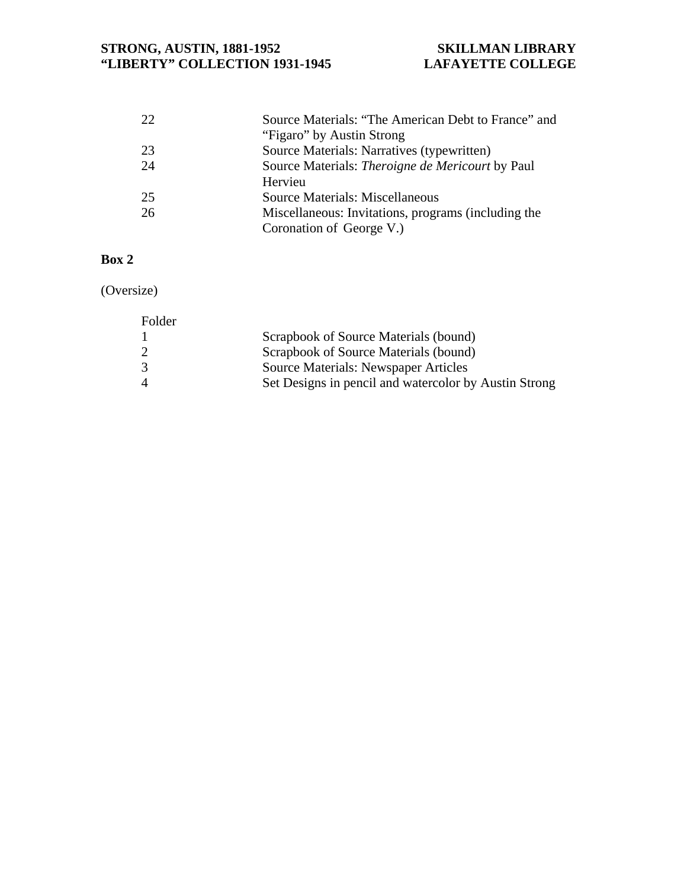| | |
|---|---|
| 22 | Source Materials: “The American Debt to France” and “Figaro” by Austin Strong |
| 23 | Source Materials: Narratives (typewritten) |
| 24 | Source Materials: *Theroigne de Mericourt* by Paul Hervieu |
| 25 | Source Materials: Miscellaneous |
| 26 | Miscellaneous: Invitations, programs (including the Coronation of George V.) |

**Box 2**

(Oversize)

| Folder | |
|---|---|
| 1 | Scrapbook of Source Materials (bound) |
| 2 | Scrapbook of Source Materials (bound) |
| 3 | Source Materials: Newspaper Articles |
| 4 | Set Designs in pencil and watercolor by Austin Strong |